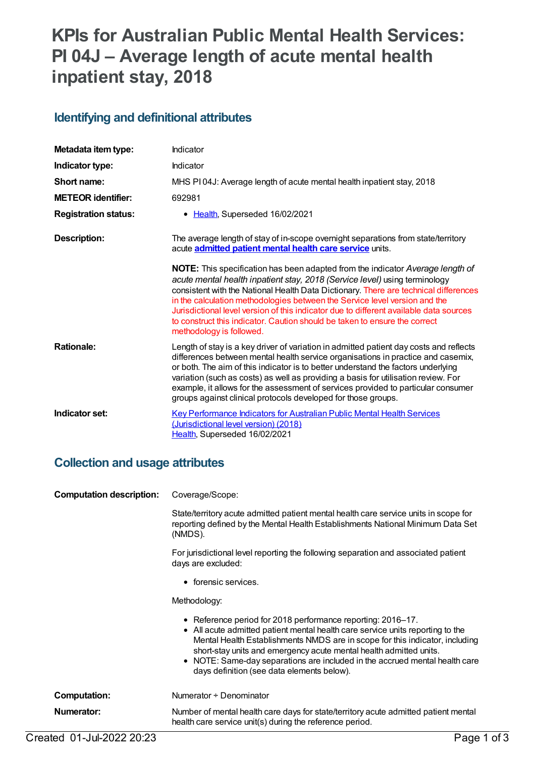# KPIs for Australian Public Mental Health Services: PI 04J – Average length of acute mental health inpatient stay, 2018

## Identifying and definitional attributes

| | |
|---|---|
| **Metadata item type:** | Indicator |
| **Indicator type:** | Indicator |
| **Short name:** | MHS PI 04J: Average length of acute mental health inpatient stay, 2018 |
| **METEOR identifier:** | 692981 |
| **Registration status:** | • Health, Superseded 16/02/2021 |
| **Description:** | The average length of stay of in-scope overnight separations from state/territory acute **admitted patient mental health care service** units. |

**NOTE:** This specification has been adapted from the indicator *Average length of acute mental health inpatient stay, 2018 (Service level)* using terminology consistent with the National Health Data Dictionary. There are technical differences in the calculation methodologies between the Service level version and the Jurisdictional level version of this indicator due to different available data sources to construct this indicator. Caution should be taken to ensure the correct methodology is followed.

**Rationale:** Length of stay is a key driver of variation in admitted patient day costs and reflects differences between mental health service organisations in practice and casemix, or both. The aim of this indicator is to better understand the factors underlying variation (such as costs) as well as providing a basis for utilisation review. For example, it allows for the assessment of services provided to particular consumer groups against clinical protocols developed for those groups.

**Indicator set:** Key Performance Indicators for Australian Public Mental Health Services (Jurisdictional level version) (2018)
Health, Superseded 16/02/2021

## Collection and usage attributes

**Computation description:** Coverage/Scope:

State/territory acute admitted patient mental health care service units in scope for reporting defined by the Mental Health Establishments National Minimum Data Set (NMDS).

For jurisdictional level reporting the following separation and associated patient days are excluded:

- forensic services.

Methodology:

- Reference period for 2018 performance reporting: 2016–17.
- All acute admitted patient mental health care service units reporting to the Mental Health Establishments NMDS are in scope for this indicator, including short-stay units and emergency acute mental health admitted units.
- NOTE: Same-day separations are included in the accrued mental health care days definition (see data elements below).

**Computation:** Numerator ÷ Denominator

**Numerator:** Number of mental health care days for state/territory acute admitted patient mental health care service unit(s) during the reference period.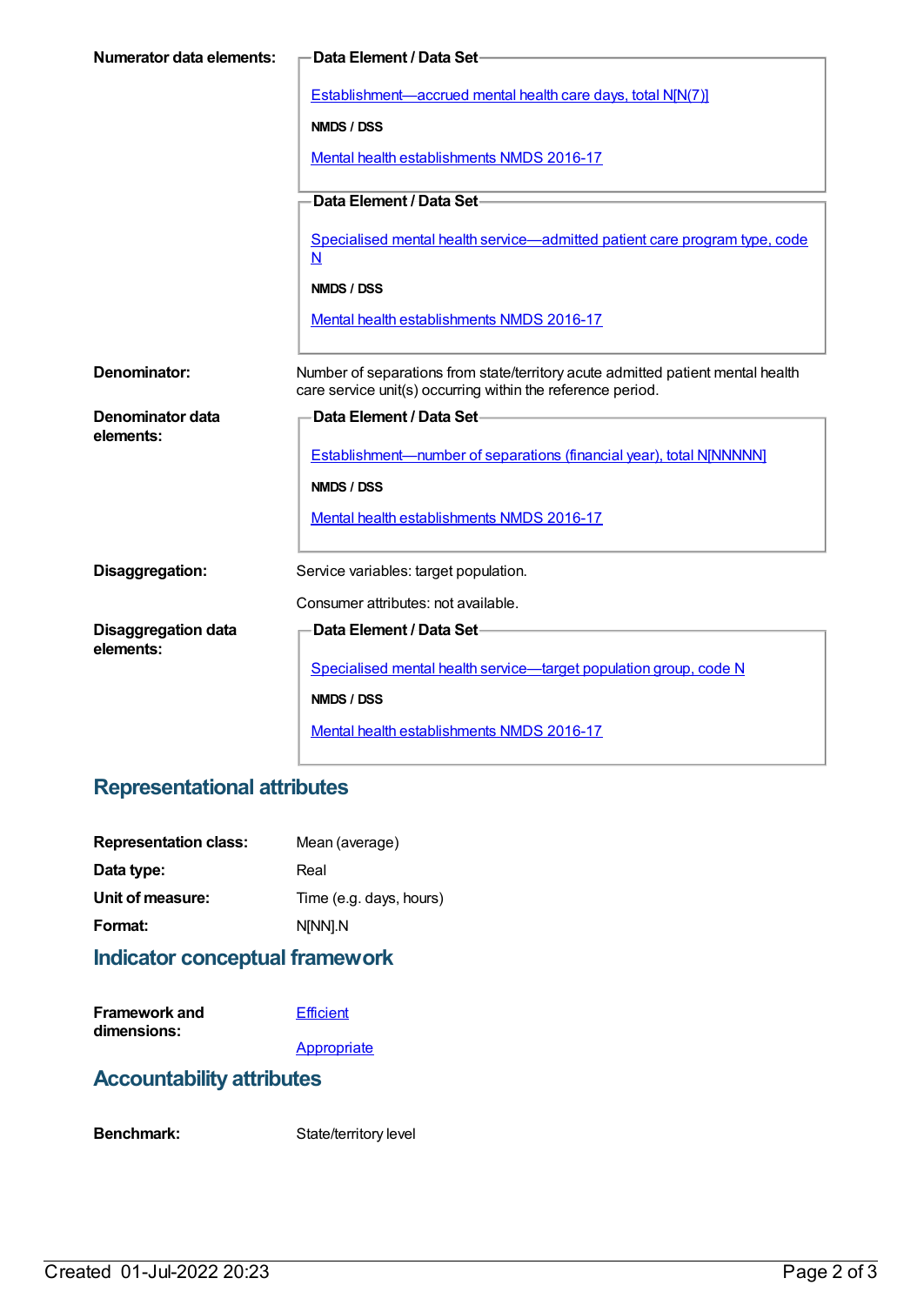**Numerator data elements:**

**Data Element / Data Set**

Establishment—accrued mental health care days, total N[N(7)]

**NMDS / DSS**

Mental health establishments NMDS 2016-17

**Data Element / Data Set**

Specialised mental health service—admitted patient care program type, code N

**NMDS / DSS**

Mental health establishments NMDS 2016-17

**Denominator:** Number of separations from state/territory acute admitted patient mental health care service unit(s) occurring within the reference period.

**Denominator data elements:**

**Data Element / Data Set**

Establishment—number of separations (financial year), total N[NNNNN]

**NMDS / DSS**

Mental health establishments NMDS 2016-17

**Disaggregation:** Service variables: target population.

Consumer attributes: not available.

**Disaggregation data elements:**

**Data Element / Data Set**

Specialised mental health service—target population group, code N

**NMDS / DSS**

Mental health establishments NMDS 2016-17

## Representational attributes

**Representation class:** Mean (average)

**Data type:** Real

**Unit of measure:** Time (e.g. days, hours)

**Format:** N[NN].N

## Indicator conceptual framework

**Framework and dimensions:**

Efficient

Appropriate

## Accountability attributes

**Benchmark:** State/territory level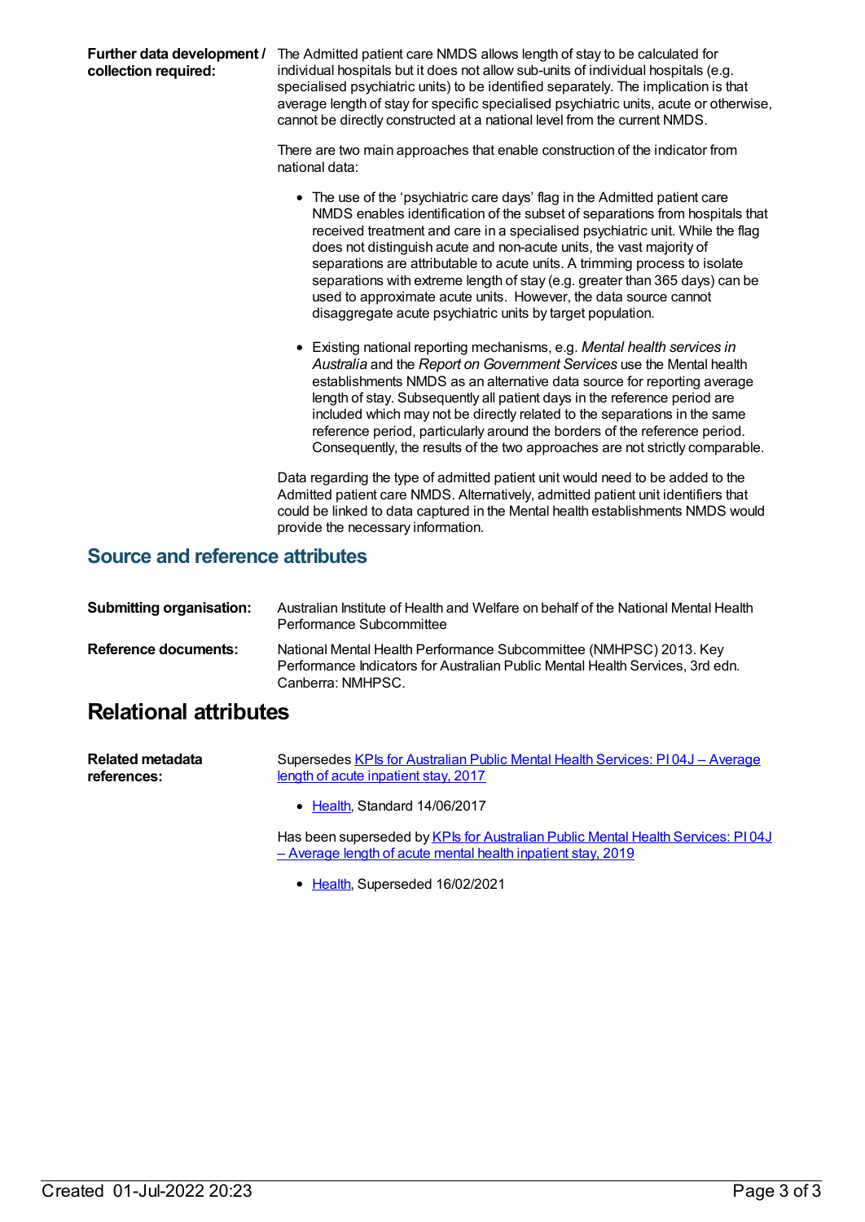**Further data development / collection required:** The Admitted patient care NMDS allows length of stay to be calculated for individual hospitals but it does not allow sub-units of individual hospitals (e.g. specialised psychiatric units) to be identified separately. The implication is that average length of stay for specific specialised psychiatric units, acute or otherwise, cannot be directly constructed at a national level from the current NMDS.

There are two main approaches that enable construction of the indicator from national data:

- The use of the 'psychiatric care days' flag in the Admitted patient care NMDS enables identification of the subset of separations from hospitals that received treatment and care in a specialised psychiatric unit. While the flag does not distinguish acute and non-acute units, the vast majority of separations are attributable to acute units. A trimming process to isolate separations with extreme length of stay (e.g. greater than 365 days) can be used to approximate acute units. However, the data source cannot disaggregate acute psychiatric units by target population.
- Existing national reporting mechanisms, e.g. *Mental health services in Australia* and the *Report on Government Services* use the Mental health establishments NMDS as an alternative data source for reporting average length of stay. Subsequently all patient days in the reference period are included which may not be directly related to the separations in the same reference period, particularly around the borders of the reference period. Consequently, the results of the two approaches are not strictly comparable.

Data regarding the type of admitted patient unit would need to be added to the Admitted patient care NMDS. Alternatively, admitted patient unit identifiers that could be linked to data captured in the Mental health establishments NMDS would provide the necessary information.

## Source and reference attributes

**Submitting organisation:** Australian Institute of Health and Welfare on behalf of the National Mental Health Performance Subcommittee

**Reference documents:** National Mental Health Performance Subcommittee (NMHPSC) 2013. Key Performance Indicators for Australian Public Mental Health Services, 3rd edn. Canberra: NMHPSC.

# Relational attributes

**Related metadata references:** Supersedes KPIs for Australian Public Mental Health Services: PI 04J – Average length of acute inpatient stay, 2017

- Health, Standard 14/06/2017

Has been superseded by KPIs for Australian Public Mental Health Services: PI 04J – Average length of acute mental health inpatient stay, 2019

- Health, Superseded 16/02/2021